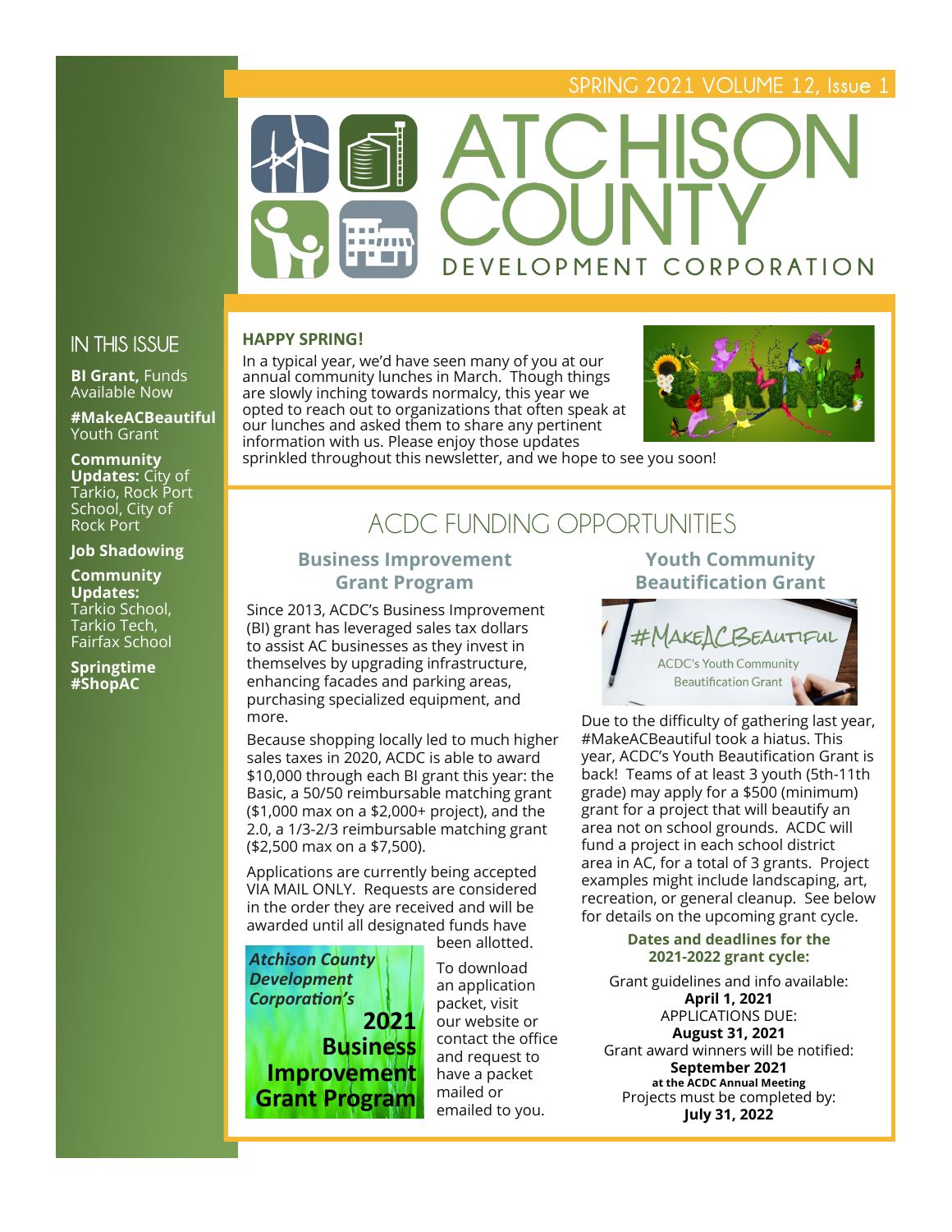SPRING 2021 VOLUME 12, Issue 1

# ATCHISON COUNTY
DEVELOPMENT CORPORATION

## IN THIS ISSUE

**BI Grant,** Funds Available Now

**#MakeACBeautiful** Youth Grant

**Community Updates:** City of Tarkio, Rock Port School, City of Rock Port

**Job Shadowing**

**Community Updates:** Tarkio School, Tarkio Tech, Fairfax School

**Springtime #ShopAC**

### HAPPY SPRING!

In a typical year, we'd have seen many of you at our annual community lunches in March. Though things are slowly inching towards normalcy, this year we opted to reach out to organizations that often speak at our lunches and asked them to share any pertinent information with us. Please enjoy those updates sprinkled throughout this newsletter, and we hope to see you soon!

## ACDC FUNDING OPPORTUNITIES

### Business Improvement Grant Program

Since 2013, ACDC's Business Improvement (BI) grant has leveraged sales tax dollars to assist AC businesses as they invest in themselves by upgrading infrastructure, enhancing facades and parking areas, purchasing specialized equipment, and more.

Because shopping locally led to much higher sales taxes in 2020, ACDC is able to award $10,000 through each BI grant this year: the Basic, a 50/50 reimbursable matching grant ($1,000 max on a $2,000+ project), and the 2.0, a 1/3-2/3 reimbursable matching grant ($2,500 max on a $7,500).

Applications are currently being accepted VIA MAIL ONLY. Requests are considered in the order they are received and will be awarded until all designated funds have been allotted.

***Atchison County Development Corporation's***
**2021 Business Improvement Grant Program**

To download an application packet, visit our website or contact the office and request to have a packet mailed or emailed to you.

### Youth Community Beautification Grant

#MakeACBeautiful
ACDC's Youth Community Beautification Grant

Due to the difficulty of gathering last year, #MakeACBeautiful took a hiatus. This year, ACDC's Youth Beautification Grant is back! Teams of at least 3 youth (5th-11th grade) may apply for a $500 (minimum) grant for a project that will beautify an area not on school grounds. ACDC will fund a project in each school district area in AC, for a total of 3 grants. Project examples might include landscaping, art, recreation, or general cleanup. See below for details on the upcoming grant cycle.

**Dates and deadlines for the 2021-2022 grant cycle:**

Grant guidelines and info available:
**April 1, 2021**
APPLICATIONS DUE:
**August 31, 2021**
Grant award winners will be notified:
**September 2021**
**at the ACDC Annual Meeting**
Projects must be completed by:
**July 31, 2022**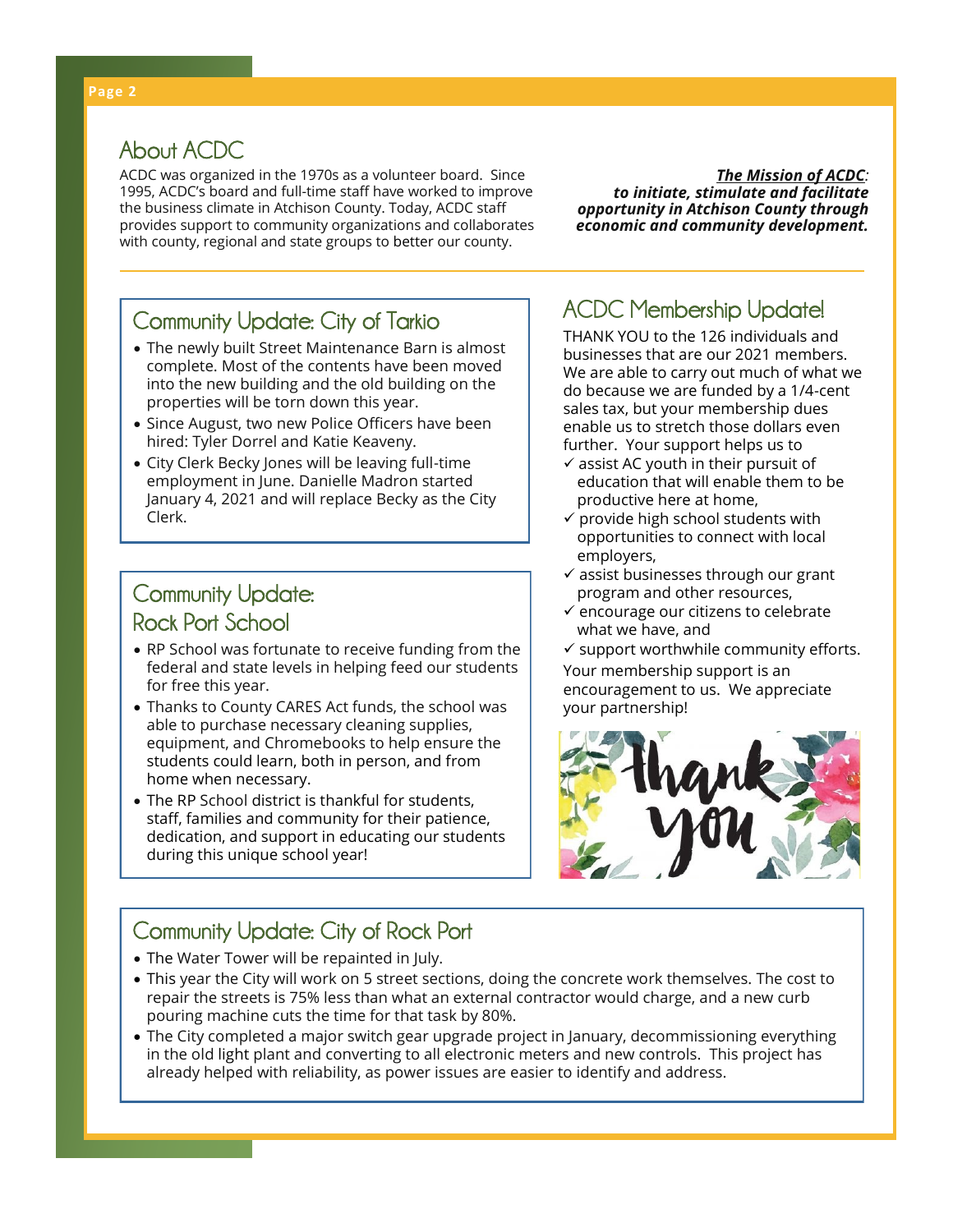## About ACDC

ACDC was organized in the 1970s as a volunteer board. Since 1995, ACDC's board and full-time staff have worked to improve the business climate in Atchison County. Today, ACDC staff provides support to community organizations and collaborates with county, regional and state groups to better our county.

***The Mission of ACDC*:** ***to initiate, stimulate and facilitate opportunity in Atchison County through economic and community development.***

## Community Update: City of Tarkio

- The newly built Street Maintenance Barn is almost complete. Most of the contents have been moved into the new building and the old building on the properties will be torn down this year.
- Since August, two new Police Officers have been hired: Tyler Dorrel and Katie Keaveny.
- City Clerk Becky Jones will be leaving full-time employment in June. Danielle Madron started January 4, 2021 and will replace Becky as the City Clerk.

## Community Update: Rock Port School

- RP School was fortunate to receive funding from the federal and state levels in helping feed our students for free this year.
- Thanks to County CARES Act funds, the school was able to purchase necessary cleaning supplies, equipment, and Chromebooks to help ensure the students could learn, both in person, and from home when necessary.
- The RP School district is thankful for students, staff, families and community for their patience, dedication, and support in educating our students during this unique school year!

## ACDC Membership Update!

THANK YOU to the 126 individuals and businesses that are our 2021 members. We are able to carry out much of what we do because we are funded by a 1/4-cent sales tax, but your membership dues enable us to stretch those dollars even further. Your support helps us to

- ✓ assist AC youth in their pursuit of education that will enable them to be productive here at home,
- ✓ provide high school students with opportunities to connect with local employers,
- ✓ assist businesses through our grant program and other resources,
- ✓ encourage our citizens to celebrate what we have, and
- ✓ support worthwhile community efforts.

Your membership support is an encouragement to us. We appreciate your partnership!

## Community Update: City of Rock Port

- The Water Tower will be repainted in July.
- This year the City will work on 5 street sections, doing the concrete work themselves. The cost to repair the streets is 75% less than what an external contractor would charge, and a new curb pouring machine cuts the time for that task by 80%.
- The City completed a major switch gear upgrade project in January, decommissioning everything in the old light plant and converting to all electronic meters and new controls. This project has already helped with reliability, as power issues are easier to identify and address.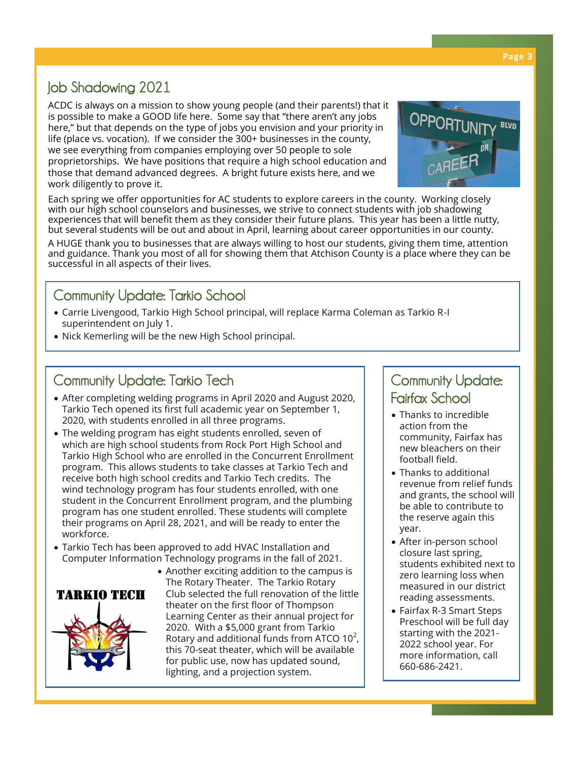## Job Shadowing 2021

ACDC is always on a mission to show young people (and their parents!) that it is possible to make a GOOD life here. Some say that "there aren't any jobs here," but that depends on the type of jobs you envision and your priority in life (place vs. vocation). If we consider the 300+ businesses in the county, we see everything from companies employing over 50 people to sole proprietorships. We have positions that require a high school education and those that demand advanced degrees. A bright future exists here, and we work diligently to prove it.

Each spring we offer opportunities for AC students to explore careers in the county. Working closely with our high school counselors and businesses, we strive to connect students with job shadowing experiences that will benefit them as they consider their future plans. This year has been a little nutty, but several students will be out and about in April, learning about career opportunities in our county.

A HUGE thank you to businesses that are always willing to host our students, giving them time, attention and guidance. Thank you most of all for showing them that Atchison County is a place where they can be successful in all aspects of their lives.

## Community Update: Tarkio School

- Carrie Livengood, Tarkio High School principal, will replace Karma Coleman as Tarkio R-I superintendent on July 1.
- Nick Kemerling will be the new High School principal.

## Community Update: Tarkio Tech

- After completing welding programs in April 2020 and August 2020, Tarkio Tech opened its first full academic year on September 1, 2020, with students enrolled in all three programs.
- The welding program has eight students enrolled, seven of which are high school students from Rock Port High School and Tarkio High School who are enrolled in the Concurrent Enrollment program. This allows students to take classes at Tarkio Tech and receive both high school credits and Tarkio Tech credits. The wind technology program has four students enrolled, with one student in the Concurrent Enrollment program, and the plumbing program has one student enrolled. These students will complete their programs on April 28, 2021, and will be ready to enter the workforce.
- Tarkio Tech has been approved to add HVAC Installation and Computer Information Technology programs in the fall of 2021.
- Another exciting addition to the campus is The Rotary Theater. The Tarkio Rotary Club selected the full renovation of the little theater on the first floor of Thompson Learning Center as their annual project for 2020. With a $5,000 grant from Tarkio Rotary and additional funds from ATCO $10^2$, this 70-seat theater, which will be available for public use, now has updated sound, lighting, and a projection system.

## Community Update: Fairfax School

- Thanks to incredible action from the community, Fairfax has new bleachers on their football field.
- Thanks to additional revenue from relief funds and grants, the school will be able to contribute to the reserve again this year.
- After in-person school closure last spring, students exhibited next to zero learning loss when measured in our district reading assessments.
- Fairfax R-3 Smart Steps Preschool will be full day starting with the 2021-2022 school year. For more information, call 660-686-2421.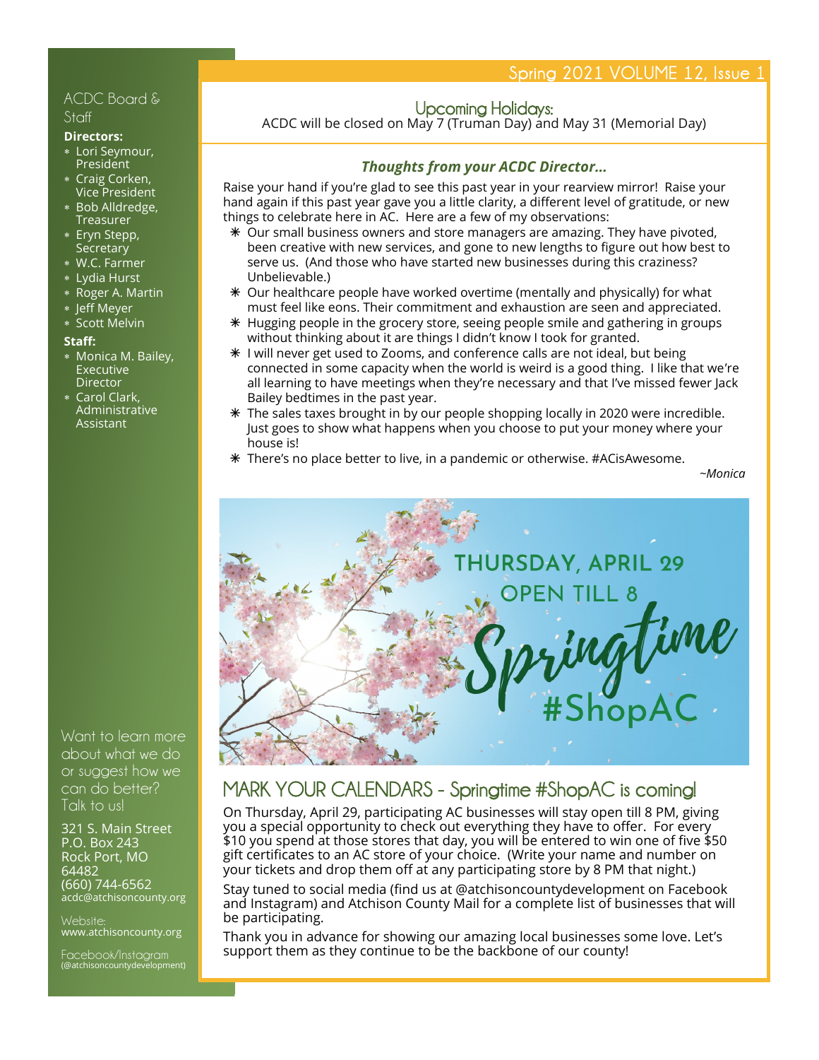## ACDC Board & Staff

**Directors:**

- Lori Seymour, President
- Craig Corken, Vice President
- Bob Alldredge, Treasurer
- Eryn Stepp, Secretary
- W.C. Farmer
- Lydia Hurst
- Roger A. Martin
- Jeff Meyer
- Scott Melvin

**Staff:**

- Monica M. Bailey, Executive Director
- Carol Clark, Administrative Assistant

Want to learn more about what we do or suggest how we can do better? Talk to us!

321 S. Main Street
P.O. Box 243
Rock Port, MO 64482
(660) 744-6562
acdc@atchisoncounty.org

Website:
www.atchisoncounty.org

Facebook/Instagram
(@atchisoncountydevelopment)

## Upcoming Holidays:

ACDC will be closed on May 7 (Truman Day) and May 31 (Memorial Day)

### *Thoughts from your ACDC Director...*

Raise your hand if you're glad to see this past year in your rearview mirror! Raise your hand again if this past year gave you a little clarity, a different level of gratitude, or new things to celebrate here in AC. Here are a few of my observations:

- Our small business owners and store managers are amazing. They have pivoted, been creative with new services, and gone to new lengths to figure out how best to serve us. (And those who have started new businesses during this craziness? Unbelievable.)
- Our healthcare people have worked overtime (mentally and physically) for what must feel like eons. Their commitment and exhaustion are seen and appreciated.
- Hugging people in the grocery store, seeing people smile and gathering in groups without thinking about it are things I didn't know I took for granted.
- I will never get used to Zooms, and conference calls are not ideal, but being connected in some capacity when the world is weird is a good thing. I like that we're all learning to have meetings when they're necessary and that I've missed fewer Jack Bailey bedtimes in the past year.
- The sales taxes brought in by our people shopping locally in 2020 were incredible. Just goes to show what happens when you choose to put your money where your house is!
- There's no place better to live, in a pandemic or otherwise. #ACisAwesome.

*~Monica*

THURSDAY, APRIL 29
OPEN TILL 8
Springtime
#ShopAC

## MARK YOUR CALENDARS - Springtime #ShopAC is coming!

On Thursday, April 29, participating AC businesses will stay open till 8 PM, giving you a special opportunity to check out everything they have to offer. For every $10 you spend at those stores that day, you will be entered to win one of five $50 gift certificates to an AC store of your choice. (Write your name and number on your tickets and drop them off at any participating store by 8 PM that night.)

Stay tuned to social media (find us at @atchisoncountydevelopment on Facebook and Instagram) and Atchison County Mail for a complete list of businesses that will be participating.

Thank you in advance for showing our amazing local businesses some love. Let's support them as they continue to be the backbone of our county!